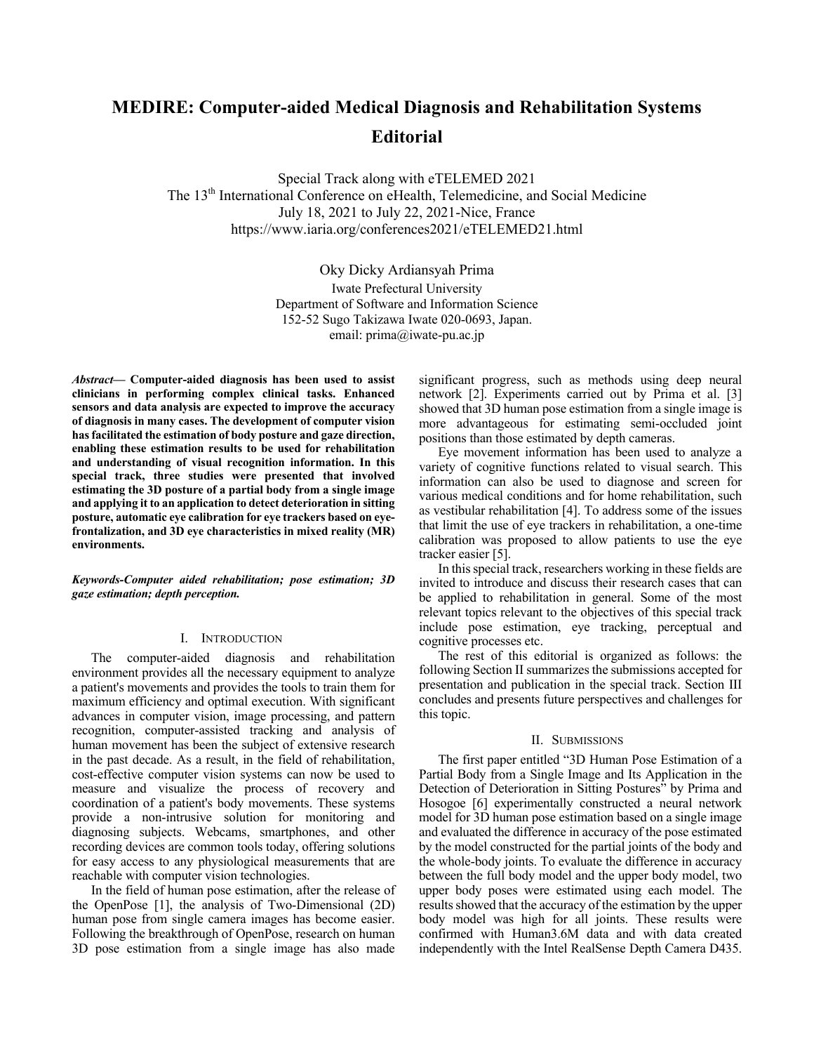# MEDIRE: Computer-aided Medical Diagnosis and Rehabilitation Systems Editorial

Special Track along with eTELEMED 2021
The 13th International Conference on eHealth, Telemedicine, and Social Medicine
July 18, 2021 to July 22, 2021-Nice, France
https://www.iaria.org/conferences2021/eTELEMED21.html

Oky Dicky Ardiansyah Prima
Iwate Prefectural University
Department of Software and Information Science
152-52 Sugo Takizawa Iwate 020-0693, Japan.
email: prima@iwate-pu.ac.jp

***Abstract*— Computer-aided diagnosis has been used to assist clinicians in performing complex clinical tasks. Enhanced sensors and data analysis are expected to improve the accuracy of diagnosis in many cases. The development of computer vision has facilitated the estimation of body posture and gaze direction, enabling these estimation results to be used for rehabilitation and understanding of visual recognition information. In this special track, three studies were presented that involved estimating the 3D posture of a partial body from a single image and applying it to an application to detect deterioration in sitting posture, automatic eye calibration for eye trackers based on eye-frontalization, and 3D eye characteristics in mixed reality (MR) environments.**

***Keywords-Computer aided rehabilitation; pose estimation; 3D gaze estimation; depth perception.***

## I. Introduction

The computer-aided diagnosis and rehabilitation environment provides all the necessary equipment to analyze a patient's movements and provides the tools to train them for maximum efficiency and optimal execution. With significant advances in computer vision, image processing, and pattern recognition, computer-assisted tracking and analysis of human movement has been the subject of extensive research in the past decade. As a result, in the field of rehabilitation, cost-effective computer vision systems can now be used to measure and visualize the process of recovery and coordination of a patient's body movements. These systems provide a non-intrusive solution for monitoring and diagnosing subjects. Webcams, smartphones, and other recording devices are common tools today, offering solutions for easy access to any physiological measurements that are reachable with computer vision technologies.

In the field of human pose estimation, after the release of the OpenPose [1], the analysis of Two-Dimensional (2D) human pose from single camera images has become easier. Following the breakthrough of OpenPose, research on human 3D pose estimation from a single image has also made significant progress, such as methods using deep neural network [2]. Experiments carried out by Prima et al. [3] showed that 3D human pose estimation from a single image is more advantageous for estimating semi-occluded joint positions than those estimated by depth cameras.

Eye movement information has been used to analyze a variety of cognitive functions related to visual search. This information can also be used to diagnose and screen for various medical conditions and for home rehabilitation, such as vestibular rehabilitation [4]. To address some of the issues that limit the use of eye trackers in rehabilitation, a one-time calibration was proposed to allow patients to use the eye tracker easier [5].

In this special track, researchers working in these fields are invited to introduce and discuss their research cases that can be applied to rehabilitation in general. Some of the most relevant topics relevant to the objectives of this special track include pose estimation, eye tracking, perceptual and cognitive processes etc.

The rest of this editorial is organized as follows: the following Section II summarizes the submissions accepted for presentation and publication in the special track. Section III concludes and presents future perspectives and challenges for this topic.

## II. Submissions

The first paper entitled "3D Human Pose Estimation of a Partial Body from a Single Image and Its Application in the Detection of Deterioration in Sitting Postures" by Prima and Hosogoe [6] experimentally constructed a neural network model for 3D human pose estimation based on a single image and evaluated the difference in accuracy of the pose estimated by the model constructed for the partial joints of the body and the whole-body joints. To evaluate the difference in accuracy between the full body model and the upper body model, two upper body poses were estimated using each model. The results showed that the accuracy of the estimation by the upper body model was high for all joints. These results were confirmed with Human3.6M data and with data created independently with the Intel RealSense Depth Camera D435.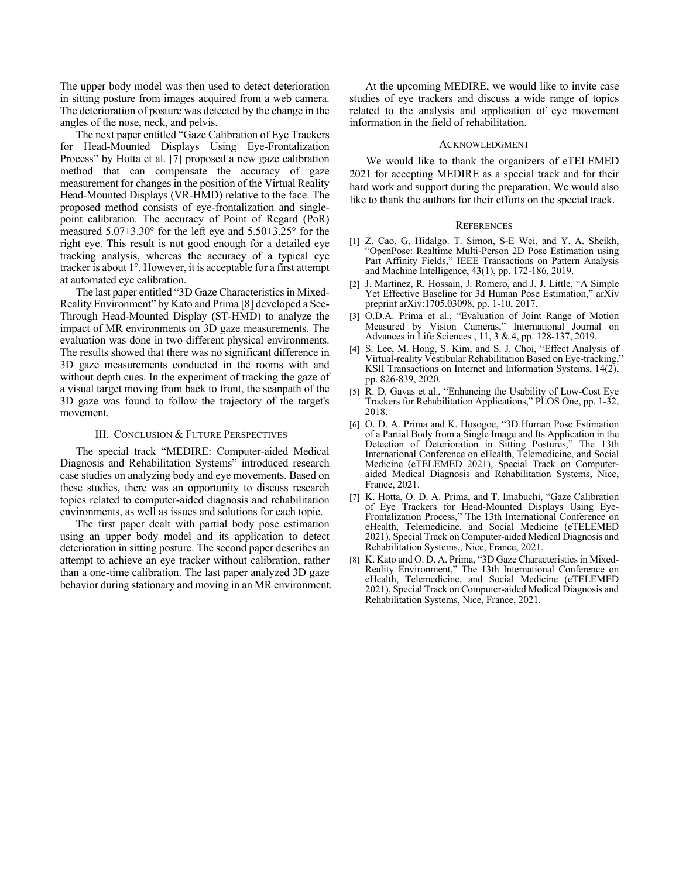The upper body model was then used to detect deterioration in sitting posture from images acquired from a web camera. The deterioration of posture was detected by the change in the angles of the nose, neck, and pelvis.

The next paper entitled "Gaze Calibration of Eye Trackers for Head-Mounted Displays Using Eye-Frontalization Process" by Hotta et al. [7] proposed a new gaze calibration method that can compensate the accuracy of gaze measurement for changes in the position of the Virtual Reality Head-Mounted Displays (VR-HMD) relative to the face. The proposed method consists of eye-frontalization and single-point calibration. The accuracy of Point of Regard (PoR) measured $5.07 \pm 3.30°$ for the left eye and $5.50 \pm 3.25°$ for the right eye. This result is not good enough for a detailed eye tracking analysis, whereas the accuracy of a typical eye tracker is about 1°. However, it is acceptable for a first attempt at automated eye calibration.

The last paper entitled "3D Gaze Characteristics in Mixed-Reality Environment" by Kato and Prima [8] developed a See-Through Head-Mounted Display (ST-HMD) to analyze the impact of MR environments on 3D gaze measurements. The evaluation was done in two different physical environments. The results showed that there was no significant difference in 3D gaze measurements conducted in the rooms with and without depth cues. In the experiment of tracking the gaze of a visual target moving from back to front, the scanpath of the 3D gaze was found to follow the trajectory of the target's movement.

## III. Conclusion & Future Perspectives

The special track "MEDIRE: Computer-aided Medical Diagnosis and Rehabilitation Systems" introduced research case studies on analyzing body and eye movements. Based on these studies, there was an opportunity to discuss research topics related to computer-aided diagnosis and rehabilitation environments, as well as issues and solutions for each topic.

The first paper dealt with partial body pose estimation using an upper body model and its application to detect deterioration in sitting posture. The second paper describes an attempt to achieve an eye tracker without calibration, rather than a one-time calibration. The last paper analyzed 3D gaze behavior during stationary and moving in an MR environment.

At the upcoming MEDIRE, we would like to invite case studies of eye trackers and discuss a wide range of topics related to the analysis and application of eye movement information in the field of rehabilitation.

## Acknowledgment

We would like to thank the organizers of eTELEMED 2021 for accepting MEDIRE as a special track and for their hard work and support during the preparation. We would also like to thank the authors for their efforts on the special track.

## References

[1] Z. Cao, G. Hidalgo. T. Simon, S-E Wei, and Y. A. Sheikh, "OpenPose: Realtime Multi-Person 2D Pose Estimation using Part Affinity Fields," IEEE Transactions on Pattern Analysis and Machine Intelligence, 43(1), pp. 172-186, 2019.

[2] J. Martinez, R. Hossain, J. Romero, and J. J. Little, "A Simple Yet Effective Baseline for 3d Human Pose Estimation," arXiv preprint arXiv:1705.03098, pp. 1-10, 2017.

[3] O.D.A. Prima et al., "Evaluation of Joint Range of Motion Measured by Vision Cameras," International Journal on Advances in Life Sciences , 11, 3 & 4, pp. 128-137, 2019.

[4] S. Lee, M. Hong, S. Kim, and S. J. Choi, "Effect Analysis of Virtual-reality Vestibular Rehabilitation Based on Eye-tracking," KSII Transactions on Internet and Information Systems, 14(2), pp. 826-839, 2020.

[5] R. D. Gavas et al., "Enhancing the Usability of Low-Cost Eye Trackers for Rehabilitation Applications," PLOS One, pp. 1-32, 2018.

[6] O. D. A. Prima and K. Hosogoe, "3D Human Pose Estimation of a Partial Body from a Single Image and Its Application in the Detection of Deterioration in Sitting Postures," The 13th International Conference on eHealth, Telemedicine, and Social Medicine (eTELEMED 2021), Special Track on Computer-aided Medical Diagnosis and Rehabilitation Systems, Nice, France, 2021.

[7] K. Hotta, O. D. A. Prima, and T. Imabuchi, "Gaze Calibration of Eye Trackers for Head-Mounted Displays Using Eye-Frontalization Process," The 13th International Conference on eHealth, Telemedicine, and Social Medicine (eTELEMED 2021), Special Track on Computer-aided Medical Diagnosis and Rehabilitation Systems,, Nice, France, 2021.

[8] K. Kato and O. D. A. Prima, "3D Gaze Characteristics in Mixed-Reality Environment," The 13th International Conference on eHealth, Telemedicine, and Social Medicine (eTELEMED 2021), Special Track on Computer-aided Medical Diagnosis and Rehabilitation Systems, Nice, France, 2021.